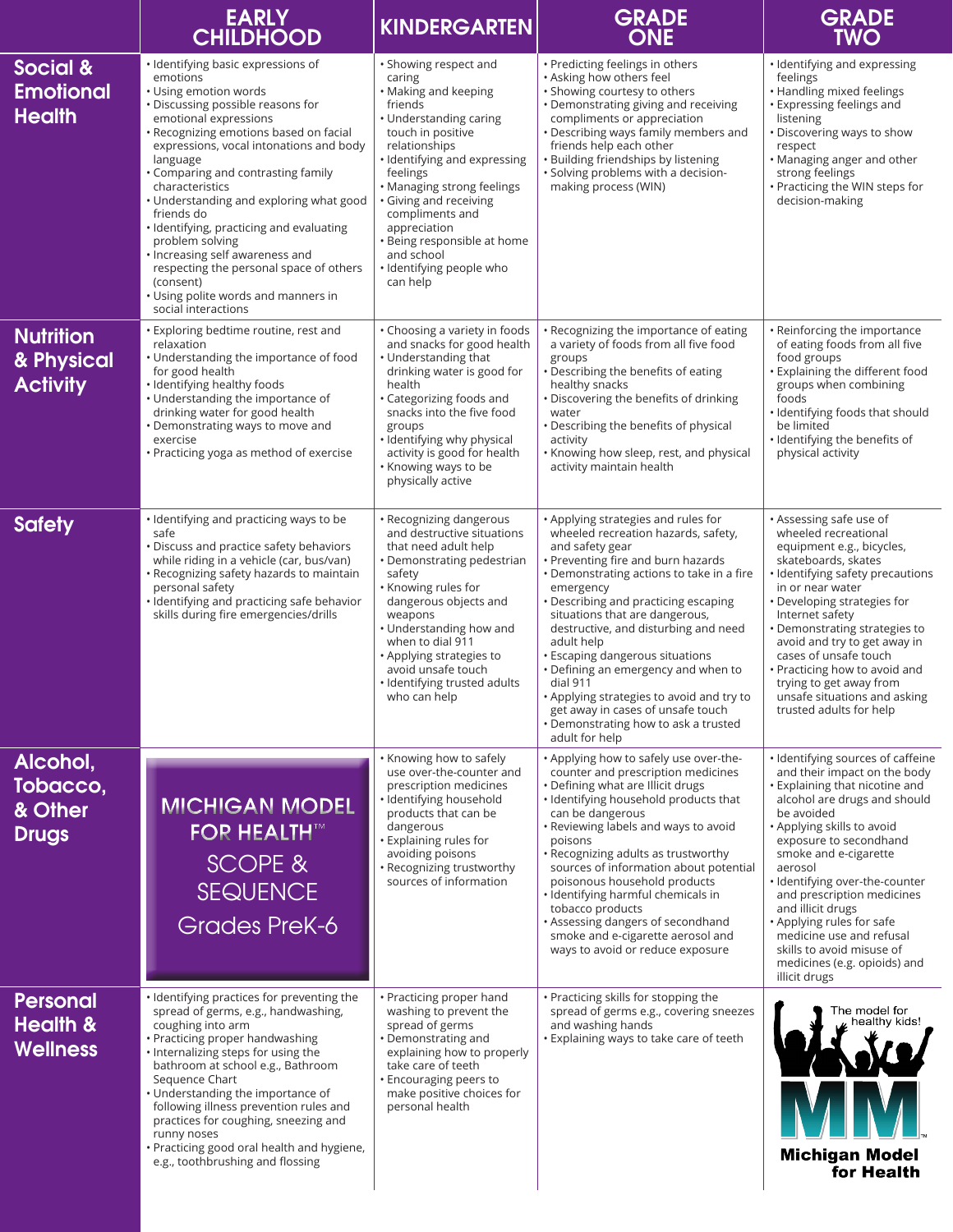| | EARLY CHILDHOOD | KINDERGARTEN | GRADE ONE | GRADE TWO |
|---|---|---|---|---|
| **Social & Emotional Health** | • Identifying basic expressions of emotions<br>• Using emotion words<br>• Discussing possible reasons for emotional expressions<br>• Recognizing emotions based on facial expressions, vocal intonations and body language<br>• Comparing and contrasting family characteristics<br>• Understanding and exploring what good friends do<br>• Identifying, practicing and evaluating problem solving<br>• Increasing self awareness and respecting the personal space of others (consent)<br>• Using polite words and manners in social interactions | • Showing respect and caring<br>• Making and keeping friends<br>• Understanding caring touch in positive relationships<br>• Identifying and expressing feelings<br>• Managing strong feelings<br>• Giving and receiving compliments and appreciation<br>• Being responsible at home and school<br>• Identifying people who can help | • Predicting feelings in others<br>• Asking how others feel<br>• Showing courtesy to others<br>• Demonstrating giving and receiving compliments or appreciation<br>• Describing ways family members and friends help each other<br>• Building friendships by listening<br>• Solving problems with a decision-making process (WIN) | • Identifying and expressing feelings<br>• Handling mixed feelings<br>• Expressing feelings and listening<br>• Discovering ways to show respect<br>• Managing anger and other strong feelings<br>• Practicing the WIN steps for decision-making |
| **Nutrition & Physical Activity** | • Exploring bedtime routine, rest and relaxation<br>• Understanding the importance of food for good health<br>• Identifying healthy foods<br>• Understanding the importance of drinking water for good health<br>• Demonstrating ways to move and exercise<br>• Practicing yoga as method of exercise | • Choosing a variety in foods and snacks for good health<br>• Understanding that drinking water is good for health<br>• Categorizing foods and snacks into the five food groups<br>• Identifying why physical activity is good for health<br>• Knowing ways to be physically active | • Recognizing the importance of eating a variety of foods from all five food groups<br>• Describing the benefits of eating healthy snacks<br>• Discovering the benefits of drinking water<br>• Describing the benefits of physical activity<br>• Knowing how sleep, rest, and physical activity maintain health | • Reinforcing the importance of eating foods from all five food groups<br>• Explaining the different food groups when combining foods<br>• Identifying foods that should be limited<br>• Identifying the benefits of physical activity |
| **Safety** | • Identifying and practicing ways to be safe<br>• Discuss and practice safety behaviors while riding in a vehicle (car, bus/van)<br>• Recognizing safety hazards to maintain personal safety<br>• Identifying and practicing safe behavior skills during fire emergencies/drills | • Recognizing dangerous and destructive situations that need adult help<br>• Demonstrating pedestrian safety<br>• Knowing rules for dangerous objects and weapons<br>• Understanding how and when to dial 911<br>• Applying strategies to avoid unsafe touch<br>• Identifying trusted adults who can help | • Applying strategies and rules for wheeled recreation hazards, safety, and safety gear<br>• Preventing fire and burn hazards<br>• Demonstrating actions to take in a fire emergency<br>• Describing and practicing escaping situations that are dangerous, destructive, and disturbing and need adult help<br>• Escaping dangerous situations<br>• Defining an emergency and when to dial 911<br>• Applying strategies to avoid and try to get away in cases of unsafe touch<br>• Demonstrating how to ask a trusted adult for help | • Assessing safe use of wheeled recreational equipment e.g., bicycles, skateboards, skates<br>• Identifying safety precautions in or near water<br>• Developing strategies for Internet safety<br>• Demonstrating strategies to avoid and try to get away in cases of unsafe touch<br>• Practicing how to avoid and trying to get away from unsafe situations and asking trusted adults for help |
| **Alcohol, Tobacco, & Other Drugs** | MICHIGAN MODEL FOR HEALTH™ SCOPE & SEQUENCE Grades PreK-6 | • Knowing how to safely use over-the-counter and prescription medicines<br>• Identifying household products that can be dangerous<br>• Explaining rules for avoiding poisons<br>• Recognizing trustworthy sources of information | • Applying how to safely use over-the-counter and prescription medicines<br>• Defining what are Illicit drugs<br>• Identifying household products that can be dangerous<br>• Reviewing labels and ways to avoid poisons<br>• Recognizing adults as trustworthy sources of information about potential poisonous household products<br>• Identifying harmful chemicals in tobacco products<br>• Assessing dangers of secondhand smoke and e-cigarette aerosol and ways to avoid or reduce exposure | • Identifying sources of caffeine and their impact on the body<br>• Explaining that nicotine and alcohol are drugs and should be avoided<br>• Applying skills to avoid exposure to secondhand smoke and e-cigarette aerosol<br>• Identifying over-the-counter and prescription medicines and illicit drugs<br>• Applying rules for safe medicine use and refusal skills to avoid misuse of medicines (e.g. opioids) and illicit drugs |
| **Personal Health & Wellness** | • Identifying practices for preventing the spread of germs, e.g., handwashing, coughing into arm<br>• Practicing proper handwashing<br>• Internalizing steps for using the bathroom at school e.g., Bathroom Sequence Chart<br>• Understanding the importance of following illness prevention rules and practices for coughing, sneezing and runny noses<br>• Practicing good oral health and hygiene, e.g., toothbrushing and flossing | • Practicing proper hand washing to prevent the spread of germs<br>• Demonstrating and explaining how to properly take care of teeth<br>• Encouraging peers to make positive choices for personal health | • Practicing skills for stopping the spread of germs e.g., covering sneezes and washing hands<br>• Explaining ways to take care of teeth | The model for healthy kids! Michigan Model for Health™ |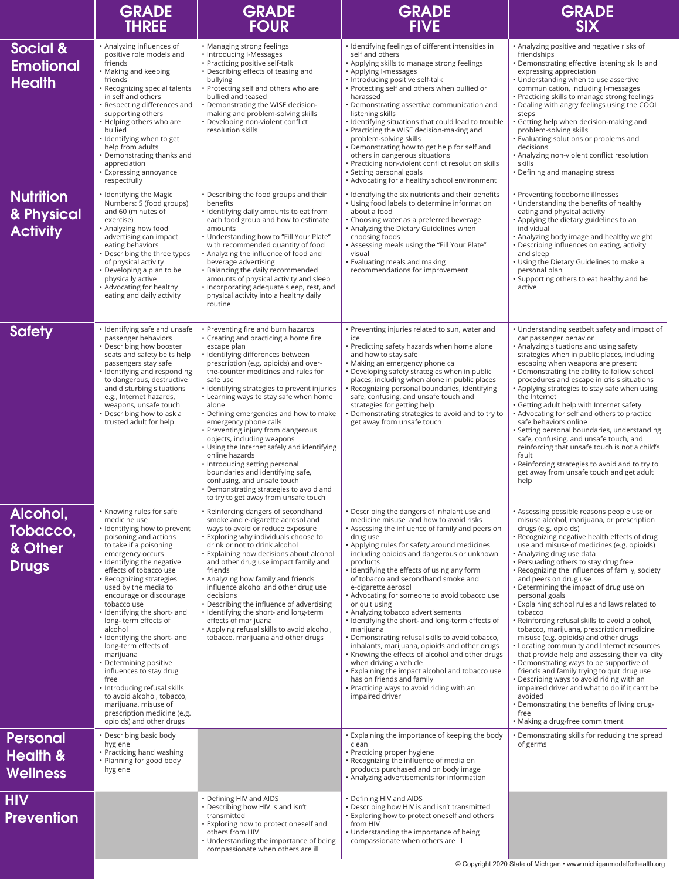| | GRADE THREE | GRADE FOUR | GRADE FIVE | GRADE SIX |
|---|---|---|---|---|
| **Social & Emotional Health** | • Analyzing influences of positive role models and friends<br>• Making and keeping friends<br>• Recognizing special talents in self and others<br>• Respecting differences and supporting others<br>• Helping others who are bullied<br>• Identifying when to get help from adults<br>• Demonstrating thanks and appreciation<br>• Expressing annoyance respectfully | • Managing strong feelings<br>• Introducing I-Messages<br>• Practicing positive self-talk<br>• Describing effects of teasing and bullying<br>• Protecting self and others who are bullied and teased<br>• Demonstrating the WISE decision-making and problem-solving skills<br>• Developing non-violent conflict resolution skills | • Identifying feelings of different intensities in self and others<br>• Applying skills to manage strong feelings<br>• Applying I-messages<br>• Introducing positive self-talk<br>• Protecting self and others when bullied or harassed<br>• Demonstrating assertive communication and listening skills<br>• Identifying situations that could lead to trouble<br>• Practicing the WISE decision-making and problem-solving skills<br>• Demonstrating how to get help for self and others in dangerous situations<br>• Practicing non-violent conflict resolution skills<br>• Setting personal goals<br>• Advocating for a healthy school environment | • Analyzing positive and negative risks of friendships<br>• Demonstrating effective listening skills and expressing appreciation<br>• Understanding when to use assertive communication, including I-messages<br>• Practicing skills to manage strong feelings<br>• Dealing with angry feelings using the COOL steps<br>• Getting help when decision-making and problem-solving skills<br>• Evaluating solutions or problems and decisions<br>• Analyzing non-violent conflict resolution skills<br>• Defining and managing stress |
| **Nutrition & Physical Activity** | • Identifying the Magic Numbers: 5 (food groups) and 60 (minutes of exercise)<br>• Analyzing how food advertising can impact eating behaviors<br>• Describing the three types of physical activity<br>• Developing a plan to be physically active<br>• Advocating for healthy eating and daily activity | • Describing the food groups and their benefits<br>• Identifying daily amounts to eat from each food group and how to estimate amounts<br>• Understanding how to "Fill Your Plate" with recommended quantity of food<br>• Analyzing the influence of food and beverage advertising<br>• Balancing the daily recommended amounts of physical activity and sleep<br>• Incorporating adequate sleep, rest, and physical activity into a healthy daily routine | • Identifying the six nutrients and their benefits<br>• Using food labels to determine information about a food<br>• Choosing water as a preferred beverage<br>• Analyzing the Dietary Guidelines when choosing foods<br>• Assessing meals using the "Fill Your Plate" visual<br>• Evaluating meals and making recommendations for improvement | • Preventing foodborne illnesses<br>• Understanding the benefits of healthy eating and physical activity<br>• Applying the dietary guidelines to an individual<br>• Analyzing body image and healthy weight<br>• Describing influences on eating, activity and sleep<br>• Using the Dietary Guidelines to make a personal plan<br>• Supporting others to eat healthy and be active |
| **Safety** | • Identifying safe and unsafe passenger behaviors<br>• Describing how booster seats and safety belts help passengers stay safe<br>• Identifying and responding to dangerous, destructive and disturbing situations e.g., Internet hazards, weapons, unsafe touch<br>• Describing how to ask a trusted adult for help | • Preventing fire and burn hazards<br>• Creating and practicing a home fire escape plan<br>• Identifying differences between prescription (e.g. opioids) and over-the-counter medicines and rules for safe use<br>• Identifying strategies to prevent injuries<br>• Learning ways to stay safe when home alone<br>• Defining emergencies and how to make emergency phone calls<br>• Preventing injury from dangerous objects, including weapons<br>• Using the Internet safely and identifying online hazards<br>• Introducing setting personal boundaries and identifying safe, confusing, and unsafe touch<br>• Demonstrating strategies to avoid and to try to get away from unsafe touch | • Preventing injuries related to sun, water and ice<br>• Predicting safety hazards when home alone and how to stay safe<br>• Making an emergency phone call<br>• Developing safety strategies when in public places, including when alone in public places<br>• Recognizing personal boundaries, identifying safe, confusing, and unsafe touch and strategies for getting help<br>• Demonstrating strategies to avoid and to try to get away from unsafe touch | • Understanding seatbelt safety and impact of car passenger behavior<br>• Analyzing situations and using safety strategies when in public places, including escaping when weapons are present<br>• Demonstrating the ability to follow school procedures and escape in crisis situations<br>• Applying strategies to stay safe when using the Internet<br>• Getting adult help with Internet safety<br>• Advocating for self and others to practice safe behaviors online<br>• Setting personal boundaries, understanding safe, confusing, and unsafe touch, and reinforcing that unsafe touch is not a child's fault<br>• Reinforcing strategies to avoid and to try to get away from unsafe touch and get adult help |
| **Alcohol, Tobacco, & Other Drugs** | • Knowing rules for safe medicine use<br>• Identifying how to prevent poisoning and actions to take if a poisoning emergency occurs<br>• Identifying the negative effects of tobacco use<br>• Recognizing strategies used by the media to encourage or discourage tobacco use<br>• Identifying the short- and long- term effects of alcohol<br>• Identifying the short- and long-term effects of marijuana<br>• Determining positive influences to stay drug free<br>• Introducing refusal skills to avoid alcohol, tobacco, marijuana, misuse of prescription medicine (e.g. opioids) and other drugs | • Reinforcing dangers of secondhand smoke and e-cigarette aerosol and ways to avoid or reduce exposure<br>• Exploring why individuals choose to drink or not to drink alcohol<br>• Explaining how decisions about alcohol and other drug use impact family and friends<br>• Analyzing how family and friends influence alcohol and other drug use decisions<br>• Describing the influence of advertising<br>• Identifying the short- and long-term effects of marijuana<br>• Applying refusal skills to avoid alcohol, tobacco, marijuana and other drugs | • Describing the dangers of inhalant use and medicine misuse and how to avoid risks<br>• Assessing the influence of family and peers on drug use<br>• Applying rules for safety around medicines including opioids and dangerous or unknown products<br>• Identifying the effects of using any form of tobacco and secondhand smoke and e-cigarette aerosol<br>• Advocating for someone to avoid tobacco use or quit using<br>• Analyzing tobacco advertisements<br>• Identifying the short- and long-term effects of marijuana<br>• Demonstrating refusal skills to avoid tobacco, inhalants, marijuana, opioids and other drugs<br>• Knowing the effects of alcohol and other drugs when driving a vehicle<br>• Explaining the impact alcohol and tobacco use has on friends and family<br>• Practicing ways to avoid riding with an impaired driver | • Assessing possible reasons people use or misuse alcohol, marijuana, or prescription drugs (e.g. opioids)<br>• Recognizing negative health effects of drug use and misuse of medicines (e.g. opioids)<br>• Analyzing drug use data<br>• Persuading others to stay drug free<br>• Recognizing the influences of family, society and peers on drug use<br>• Determining the impact of drug use on personal goals<br>• Explaining school rules and laws related to tobacco<br>• Reinforcing refusal skills to avoid alcohol, tobacco, marijuana, prescription medicine misuse (e.g. opioids) and other drugs<br>• Locating community and Internet resources that provide help and assessing their validity<br>• Demonstrating ways to be supportive of friends and family trying to quit drug use<br>• Describing ways to avoid riding with an impaired driver and what to do if it can't be avoided<br>• Demonstrating the benefits of living drug-free<br>• Making a drug-free commitment |
| **Personal Health & Wellness** | • Describing basic body hygiene<br>• Practicing hand washing<br>• Planning for good body hygiene | | • Explaining the importance of keeping the body clean<br>• Practicing proper hygiene<br>• Recognizing the influence of media on products purchased and on body image<br>• Analyzing advertisements for information | • Demonstrating skills for reducing the spread of germs |
| **HIV Prevention** | | • Defining HIV and AIDS<br>• Describing how HIV is and isn't transmitted<br>• Exploring how to protect oneself and others from HIV<br>• Understanding the importance of being compassionate when others are ill | • Defining HIV and AIDS<br>• Describing how HIV is and isn't transmitted<br>• Exploring how to protect oneself and others from HIV<br>• Understanding the importance of being compassionate when others are ill | |

© Copyright 2020 State of Michigan • www.michiganmodelforhealth.org